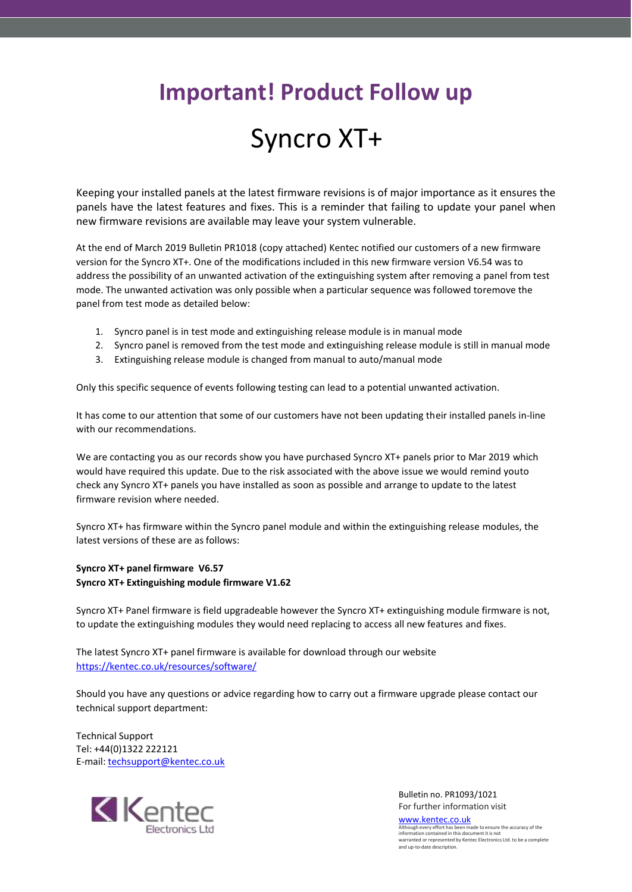# Important! Product Follow up

## Syncro XT+

Keeping your installed panels at the latest firmware revisions is of major importance as it ensures the panels have the latest features and fixes. This is a reminder that failing to update your panel when new firmware revisions are available may leave your system vulnerable.

At the end of March 2019 Bulletin PR1018 (copy attached) Kentec notified our customers of a new firmware version for the Syncro XT+. One of the modifications included in this new firmware version V6.54 was to address the possibility of an unwanted activation of the extinguishing system after removing a panel from test mode. The unwanted activation was only possible when a particular sequence was followed toremove the panel from test mode as detailed below:

1. Syncro panel is in test mode and extinguishing release module is in manual mode
2. Syncro panel is removed from the test mode and extinguishing release module is still in manual mode
3. Extinguishing release module is changed from manual to auto/manual mode

Only this specific sequence of events following testing can lead to a potential unwanted activation.

It has come to our attention that some of our customers have not been updating their installed panels in-line with our recommendations.

We are contacting you as our records show you have purchased Syncro XT+ panels prior to Mar 2019 which would have required this update. Due to the risk associated with the above issue we would remind youto check any Syncro XT+ panels you have installed as soon as possible and arrange to update to the latest firmware revision where needed.

Syncro XT+ has firmware within the Syncro panel module and within the extinguishing release modules, the latest versions of these are as follows:

**Syncro XT+ panel firmware V6.57**
**Syncro XT+ Extinguishing module firmware V1.62**

Syncro XT+ Panel firmware is field upgradeable however the Syncro XT+ extinguishing module firmware is not, to update the extinguishing modules they would need replacing to access all new features and fixes.

The latest Syncro XT+ panel firmware is available for download through our website
https://kentec.co.uk/resources/software/

Should you have any questions or advice regarding how to carry out a firmware upgrade please contact our technical support department:

Technical Support
Tel: +44(0)1322 222121
E-mail: techsupport@kentec.co.uk

Kentec Electronics Ltd

Bulletin no. PR1093/1021
For further information visit
www.kentec.co.uk
Although every effort has been made to ensure the accuracy of the information contained in this document it is not warranted or represented by Kentec Electronics Ltd. to be a complete and up-to-date description.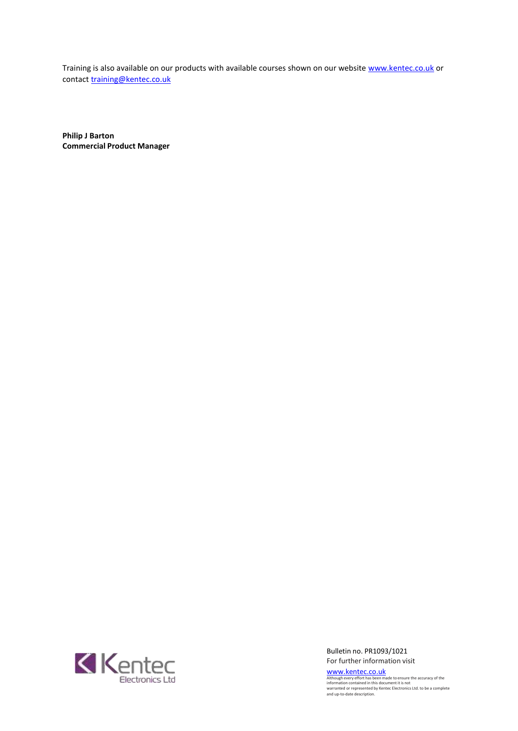Training is also available on our products with available courses shown on our website www.kentec.co.uk or contact training@kentec.co.uk

**Philip J Barton**
**Commercial Product Manager**

Bulletin no. PR1093/1021
For further information visit

www.kentec.co.uk
Although every effort has been made to ensure the accuracy of the information contained in this document it is not warranted or represented by Kentec Electronics Ltd. to be a complete and up-to-date description.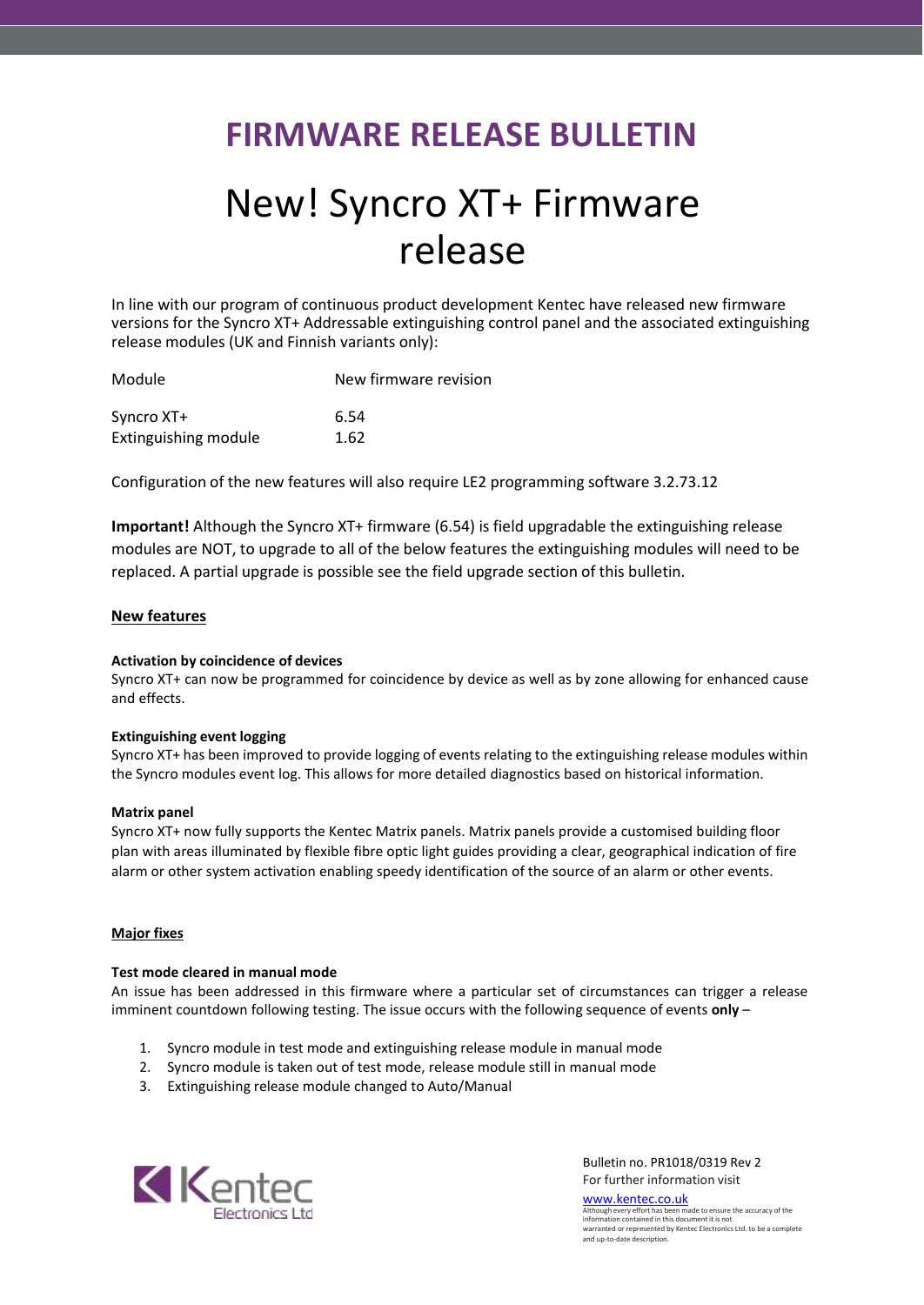# FIRMWARE RELEASE BULLETIN

# New! Syncro XT+ Firmware release

In line with our program of continuous product development Kentec have released new firmware versions for the Syncro XT+ Addressable extinguishing control panel and the associated extinguishing release modules (UK and Finnish variants only):

| Module | New firmware revision |
|---|---|
| Syncro XT+ | 6.54 |
| Extinguishing module | 1.62 |

Configuration of the new features will also require LE2 programming software 3.2.73.12

**Important!** Although the Syncro XT+ firmware (6.54) is field upgradable the extinguishing release modules are NOT, to upgrade to all of the below features the extinguishing modules will need to be replaced. A partial upgrade is possible see the field upgrade section of this bulletin.

## New features

**Activation by coincidence of devices**
Syncro XT+ can now be programmed for coincidence by device as well as by zone allowing for enhanced cause and effects.

**Extinguishing event logging**
Syncro XT+ has been improved to provide logging of events relating to the extinguishing release modules within the Syncro modules event log. This allows for more detailed diagnostics based on historical information.

**Matrix panel**
Syncro XT+ now fully supports the Kentec Matrix panels. Matrix panels provide a customised building floor plan with areas illuminated by flexible fibre optic light guides providing a clear, geographical indication of fire alarm or other system activation enabling speedy identification of the source of an alarm or other events.

## Major fixes

**Test mode cleared in manual mode**
An issue has been addressed in this firmware where a particular set of circumstances can trigger a release imminent countdown following testing. The issue occurs with the following sequence of events **only** –

1. Syncro module in test mode and extinguishing release module in manual mode
2. Syncro module is taken out of test mode, release module still in manual mode
3. Extinguishing release module changed to Auto/Manual

Bulletin no. PR1018/0319 Rev 2
For further information visit
www.kentec.co.uk
Although every effort has been made to ensure the accuracy of the information contained in this document it is not warranted or represented by Kentec Electronics Ltd. to be a complete and up-to-date description.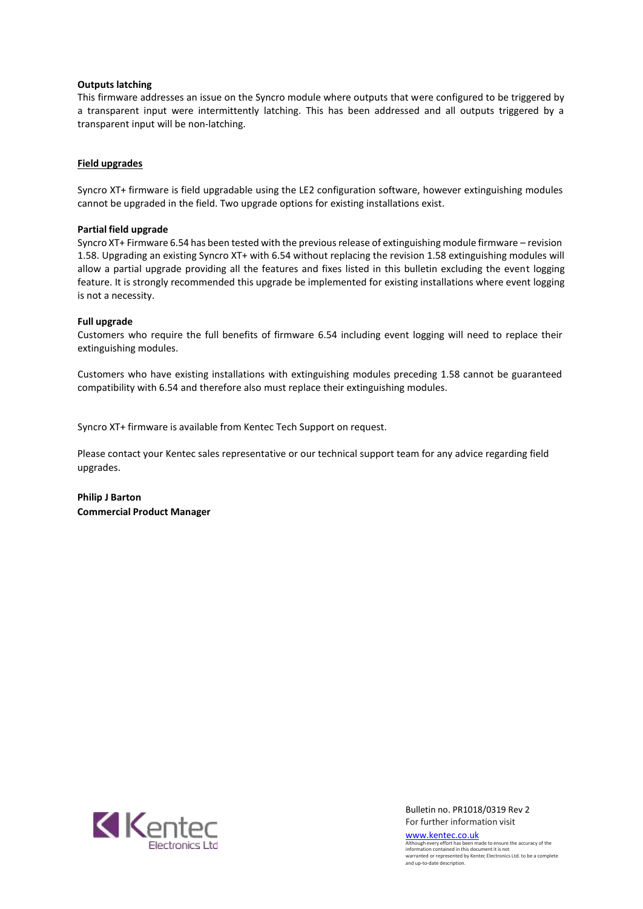**Outputs latching**

This firmware addresses an issue on the Syncro module where outputs that were configured to be triggered by a transparent input were intermittently latching. This has been addressed and all outputs triggered by a transparent input will be non-latching.

**Field upgrades**

Syncro XT+ firmware is field upgradable using the LE2 configuration software, however extinguishing modules cannot be upgraded in the field. Two upgrade options for existing installations exist.

**Partial field upgrade**

Syncro XT+ Firmware 6.54 has been tested with the previous release of extinguishing module firmware – revision 1.58. Upgrading an existing Syncro XT+ with 6.54 without replacing the revision 1.58 extinguishing modules will allow a partial upgrade providing all the features and fixes listed in this bulletin excluding the event logging feature. It is strongly recommended this upgrade be implemented for existing installations where event logging is not a necessity.

**Full upgrade**

Customers who require the full benefits of firmware 6.54 including event logging will need to replace their extinguishing modules.

Customers who have existing installations with extinguishing modules preceding 1.58 cannot be guaranteed compatibility with 6.54 and therefore also must replace their extinguishing modules.

Syncro XT+ firmware is available from Kentec Tech Support on request.

Please contact your Kentec sales representative or our technical support team for any advice regarding field upgrades.

**Philip J Barton**
**Commercial Product Manager**

Kentec Electronics Ltd

Bulletin no. PR1018/0319 Rev 2
For further information visit
www.kentec.co.uk
Although every effort has been made to ensure the accuracy of the information contained in this document it is not warranted or represented by Kentec Electronics Ltd. to be a complete and up-to-date description.